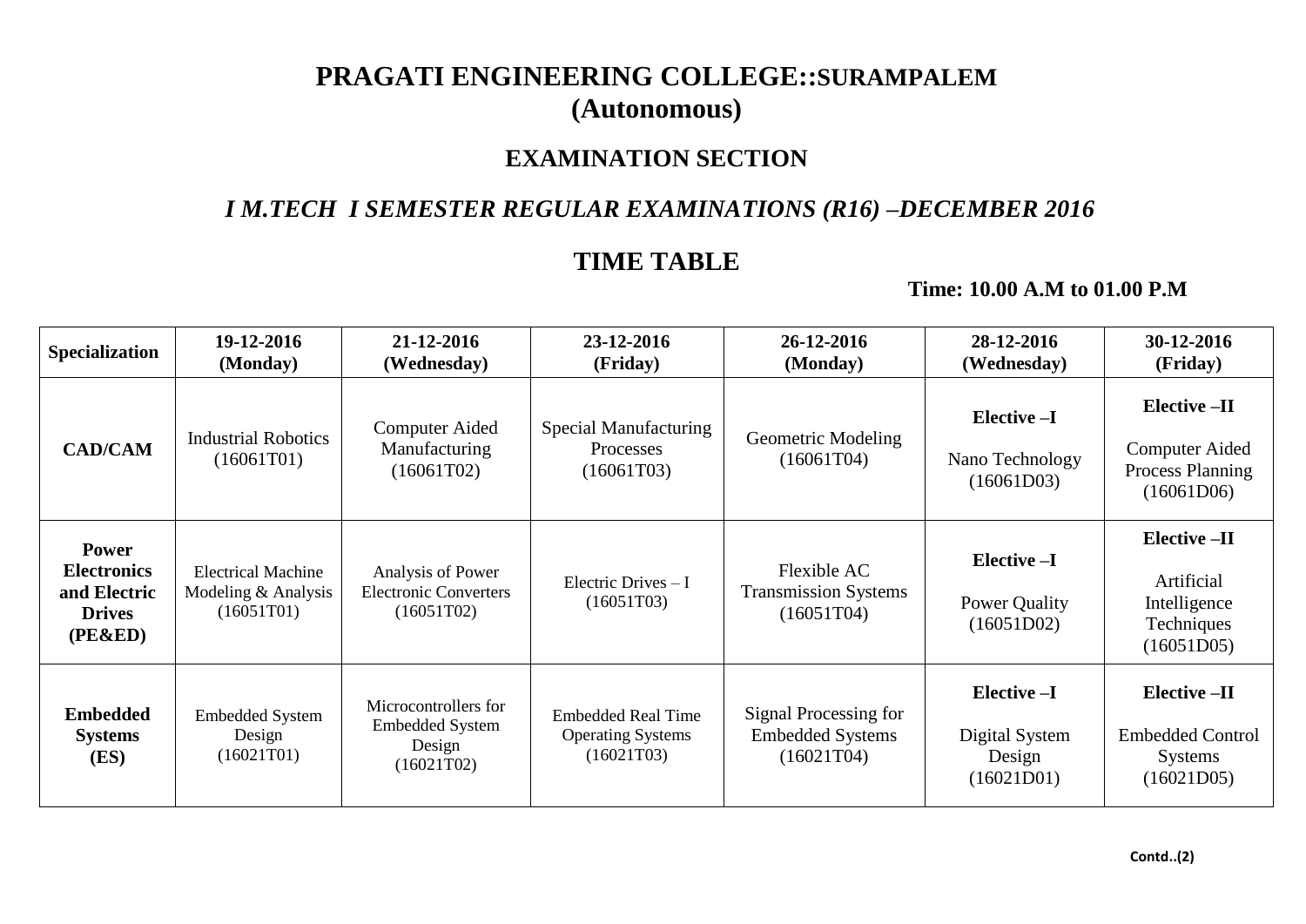# PRAGATI ENGINEERING COLLEGE::SURAMPALEM
# (Autonomous)

## EXAMINATION SECTION

## *I M.TECH I SEMESTER REGULAR EXAMINATIONS (R16) –DECEMBER 2016*

## TIME TABLE

**Time: 10.00 A.M to 01.00 P.M**

| Specialization | 19-12-2016 (Monday) | 21-12-2016 (Wednesday) | 23-12-2016 (Friday) | 26-12-2016 (Monday) | 28-12-2016 (Wednesday) | 30-12-2016 (Friday) |
|---|---|---|---|---|---|---|
| **CAD/CAM** | Industrial Robotics (16061T01) | Computer Aided Manufacturing (16061T02) | Special Manufacturing Processes (16061T03) | Geometric Modeling (16061T04) | **Elective –I** Nano Technology (16061D03) | **Elective –II** Computer Aided Process Planning (16061D06) |
| **Power Electronics and Electric Drives (PE&ED)** | Electrical Machine Modeling & Analysis (16051T01) | Analysis of Power Electronic Converters (16051T02) | Electric Drives – I (16051T03) | Flexible AC Transmission Systems (16051T04) | **Elective –I** Power Quality (16051D02) | **Elective –II** Artificial Intelligence Techniques (16051D05) |
| **Embedded Systems (ES)** | Embedded System Design (16021T01) | Microcontrollers for Embedded System Design (16021T02) | Embedded Real Time Operating Systems (16021T03) | Signal Processing for Embedded Systems (16021T04) | **Elective –I** Digital System Design (16021D01) | **Elective –II** Embedded Control Systems (16021D05) |

**Contd..(2)**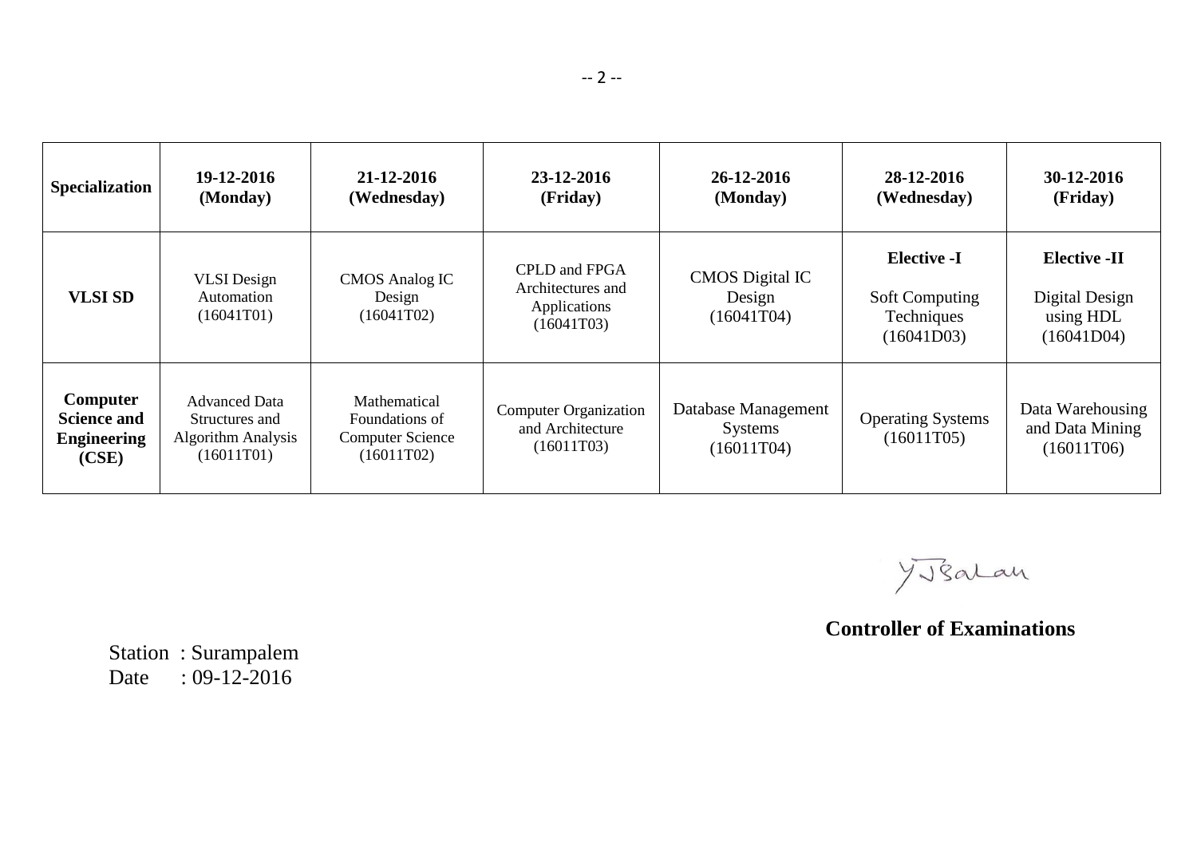| **Specialization** | **19-12-2016 (Monday)** | **21-12-2016 (Wednesday)** | **23-12-2016 (Friday)** | **26-12-2016 (Monday)** | **28-12-2016 (Wednesday)** | **30-12-2016 (Friday)** |
|---|---|---|---|---|---|---|
| **VLSI SD** | VLSI Design Automation (16041T01) | CMOS Analog IC Design (16041T02) | CPLD and FPGA Architectures and Applications (16041T03) | CMOS Digital IC Design (16041T04) | **Elective -I** Soft Computing Techniques (16041D03) | **Elective -II** Digital Design using HDL (16041D04) |
| **Computer Science and Engineering (CSE)** | Advanced Data Structures and Algorithm Analysis (16011T01) | Mathematical Foundations of Computer Science (16011T02) | Computer Organization and Architecture (16011T03) | Database Management Systems (16011T04) | Operating Systems (16011T05) | Data Warehousing and Data Mining (16011T06) |

YJBalan

**Controller of Examinations**

Station : Surampalem
Date : 09-12-2016